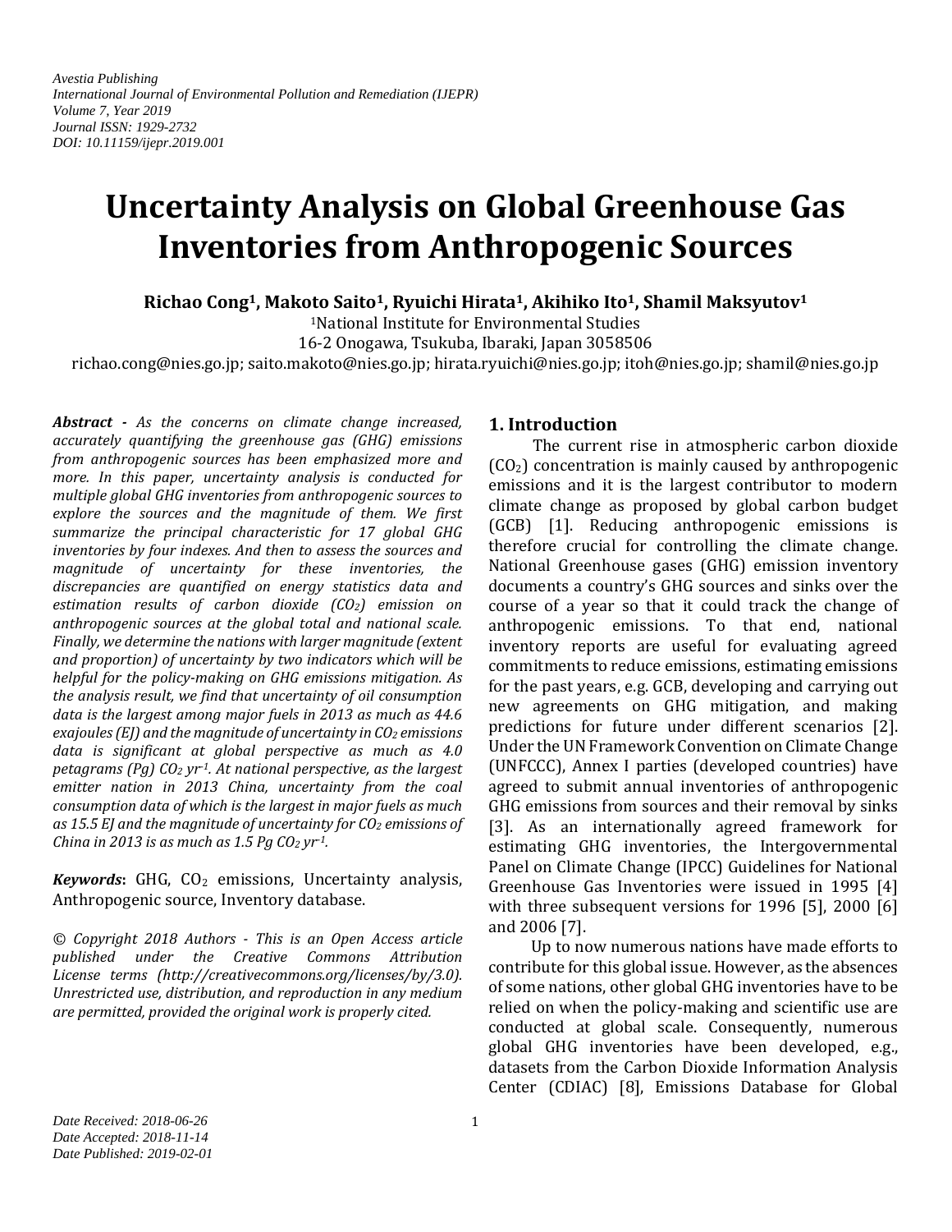Avestia Publishing
International Journal of Environmental Pollution and Remediation (IJEPR)
Volume 7, Year 2019
Journal ISSN: 1929-2732
DOI: 10.11159/ijepr.2019.001

# Uncertainty Analysis on Global Greenhouse Gas Inventories from Anthropogenic Sources

**Richao Cong[1], Makoto Saito[1], Ryuichi Hirata[1], Akihiko Ito[1], Shamil Maksyutov[1]**

[1]National Institute for Environmental Studies
16-2 Onogawa, Tsukuba, Ibaraki, Japan 3058506
richao.cong@nies.go.jp; saito.makoto@nies.go.jp; hirata.ryuichi@nies.go.jp; itoh@nies.go.jp; shamil@nies.go.jp

***Abstract** - As the concerns on climate change increased, accurately quantifying the greenhouse gas (GHG) emissions from anthropogenic sources has been emphasized more and more. In this paper, uncertainty analysis is conducted for multiple global GHG inventories from anthropogenic sources to explore the sources and the magnitude of them. We first summarize the principal characteristic for 17 global GHG inventories by four indexes. And then to assess the sources and magnitude of uncertainty for these inventories, the discrepancies are quantified on energy statistics data and estimation results of carbon dioxide ($CO_2$) emission on anthropogenic sources at the global total and national scale. Finally, we determine the nations with larger magnitude (extent and proportion) of uncertainty by two indicators which will be helpful for the policy-making on GHG emissions mitigation. As the analysis result, we find that uncertainty of oil consumption data is the largest among major fuels in 2013 as much as 44.6 exajoules (EJ) and the magnitude of uncertainty in $CO_2$ emissions data is significant at global perspective as much as 4.0 petagrams (Pg) $CO_2$ $yr^{-1}$. At national perspective, as the largest emitter nation in 2013 China, uncertainty from the coal consumption data of which is the largest in major fuels as much as 15.5 EJ and the magnitude of uncertainty for $CO_2$ emissions of China in 2013 is as much as 1.5 Pg $CO_2$ $yr^{-1}$.*

***Keywords**:* GHG, $CO_2$ emissions, Uncertainty analysis, Anthropogenic source, Inventory database.

*© Copyright 2018 Authors - This is an Open Access article published under the Creative Commons Attribution License terms (http://creativecommons.org/licenses/by/3.0). Unrestricted use, distribution, and reproduction in any medium are permitted, provided the original work is properly cited.*

## 1. Introduction

The current rise in atmospheric carbon dioxide ($CO_2$) concentration is mainly caused by anthropogenic emissions and it is the largest contributor to modern climate change as proposed by global carbon budget (GCB) [1]. Reducing anthropogenic emissions is therefore crucial for controlling the climate change. National Greenhouse gases (GHG) emission inventory documents a country's GHG sources and sinks over the course of a year so that it could track the change of anthropogenic emissions. To that end, national inventory reports are useful for evaluating agreed commitments to reduce emissions, estimating emissions for the past years, e.g. GCB, developing and carrying out new agreements on GHG mitigation, and making predictions for future under different scenarios [2]. Under the UN Framework Convention on Climate Change (UNFCCC), Annex I parties (developed countries) have agreed to submit annual inventories of anthropogenic GHG emissions from sources and their removal by sinks [3]. As an internationally agreed framework for estimating GHG inventories, the Intergovernmental Panel on Climate Change (IPCC) Guidelines for National Greenhouse Gas Inventories were issued in 1995 [4] with three subsequent versions for 1996 [5], 2000 [6] and 2006 [7].

Up to now numerous nations have made efforts to contribute for this global issue. However, as the absences of some nations, other global GHG inventories have to be relied on when the policy-making and scientific use are conducted at global scale. Consequently, numerous global GHG inventories have been developed, e.g., datasets from the Carbon Dioxide Information Analysis Center (CDIAC) [8], Emissions Database for Global

*Date Received: 2018-06-26*
*Date Accepted: 2018-11-14*
*Date Published: 2019-02-01*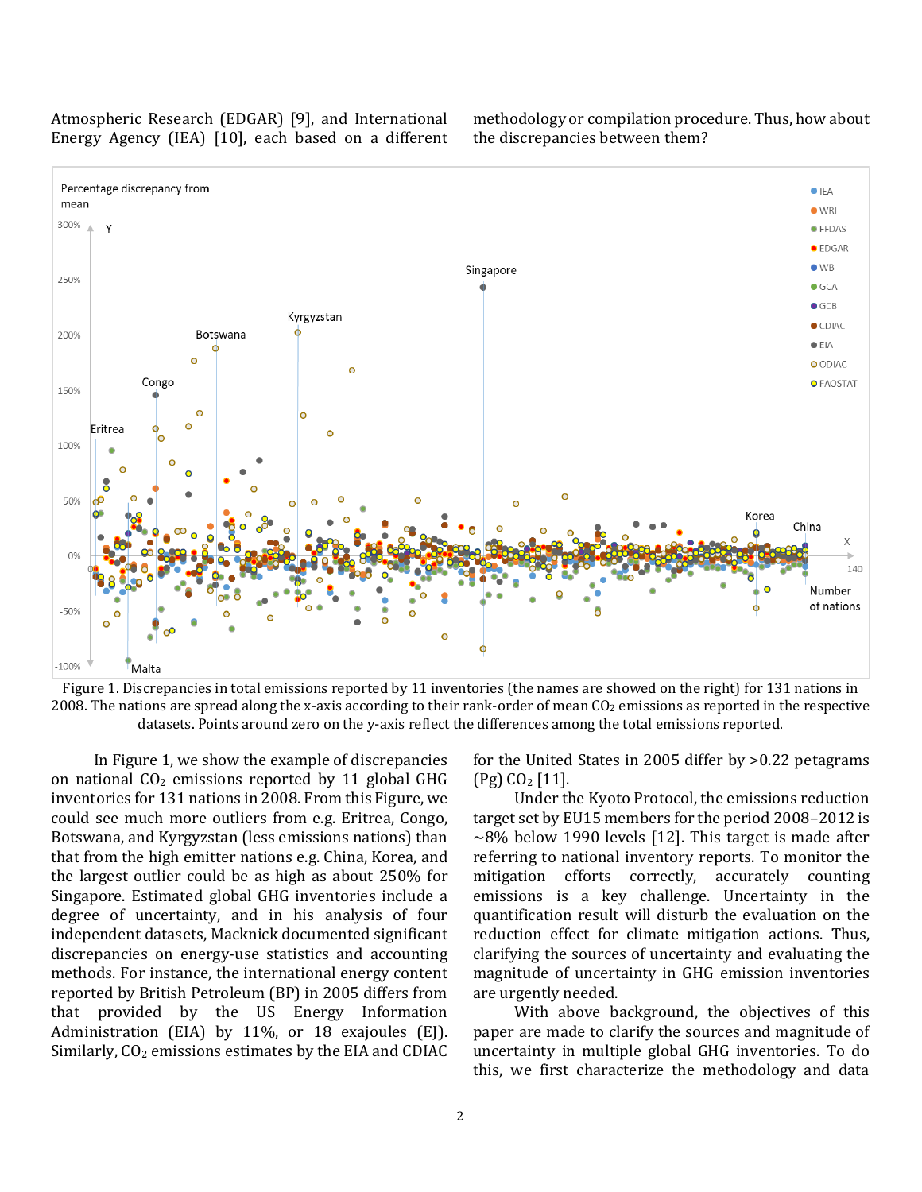Atmospheric Research (EDGAR) [9], and International Energy Agency (IEA) [10], each based on a different methodology or compilation procedure. Thus, how about the discrepancies between them?

Figure 1. Discrepancies in total emissions reported by 11 inventories (the names are showed on the right) for 131 nations in 2008. The nations are spread along the x-axis according to their rank-order of mean $CO_2$ emissions as reported in the respective datasets. Points around zero on the y-axis reflect the differences among the total emissions reported.

In Figure 1, we show the example of discrepancies on national $CO_2$ emissions reported by 11 global GHG inventories for 131 nations in 2008. From this Figure, we could see much more outliers from e.g. Eritrea, Congo, Botswana, and Kyrgyzstan (less emissions nations) than that from the high emitter nations e.g. China, Korea, and the largest outlier could be as high as about 250% for Singapore. Estimated global GHG inventories include a degree of uncertainty, and in his analysis of four independent datasets, Macknick documented significant discrepancies on energy-use statistics and accounting methods. For instance, the international energy content reported by British Petroleum (BP) in 2005 differs from that provided by the US Energy Information Administration (EIA) by 11%, or 18 exajoules (EJ). Similarly, $CO_2$ emissions estimates by the EIA and CDIAC for the United States in 2005 differ by >0.22 petagrams (Pg) $CO_2$ [11].

Under the Kyoto Protocol, the emissions reduction target set by EU15 members for the period 2008–2012 is ~8% below 1990 levels [12]. This target is made after referring to national inventory reports. To monitor the mitigation efforts correctly, accurately counting emissions is a key challenge. Uncertainty in the quantification result will disturb the evaluation on the reduction effect for climate mitigation actions. Thus, clarifying the sources of uncertainty and evaluating the magnitude of uncertainty in GHG emission inventories are urgently needed.

With above background, the objectives of this paper are made to clarify the sources and magnitude of uncertainty in multiple global GHG inventories. To do this, we first characterize the methodology and data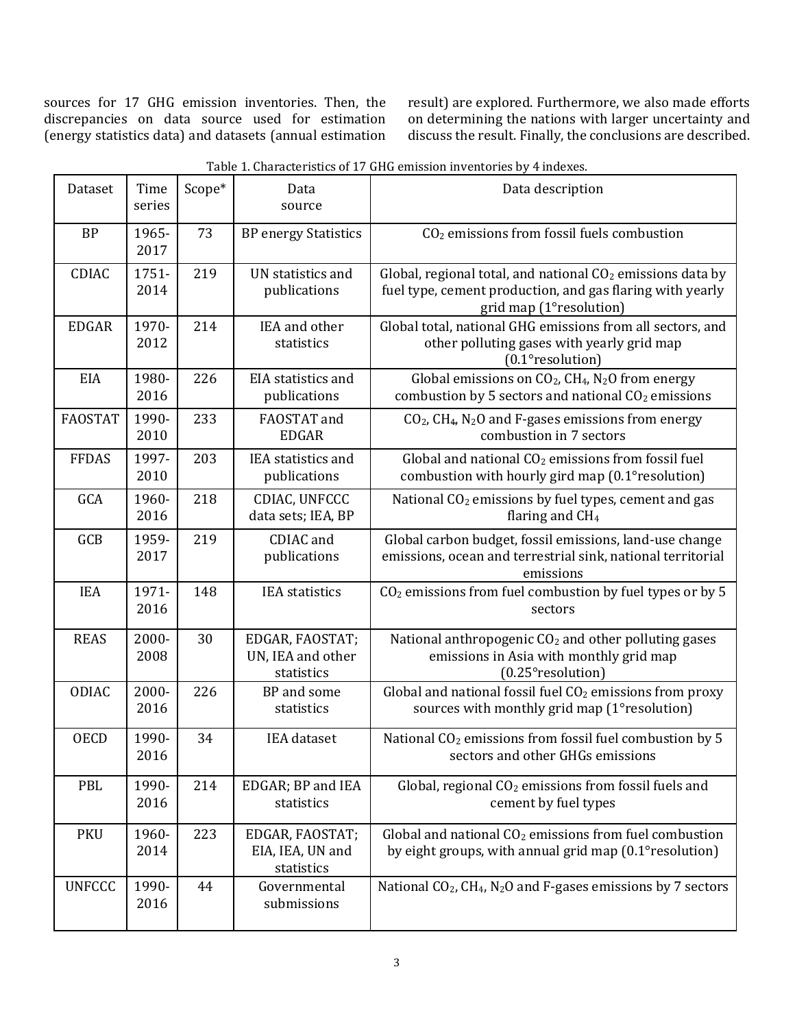sources for 17 GHG emission inventories. Then, the discrepancies on data source used for estimation (energy statistics data) and datasets (annual estimation result) are explored. Furthermore, we also made efforts on determining the nations with larger uncertainty and discuss the result. Finally, the conclusions are described.

Table 1. Characteristics of 17 GHG emission inventories by 4 indexes.

| Dataset | Time series | Scope* | Data source | Data description |
|---|---|---|---|---|
| BP | 1965-2017 | 73 | BP energy Statistics | $CO_2$ emissions from fossil fuels combustion |
| CDIAC | 1751-2014 | 219 | UN statistics and publications | Global, regional total, and national $CO_2$ emissions data by fuel type, cement production, and gas flaring with yearly grid map (1°resolution) |
| EDGAR | 1970-2012 | 214 | IEA and other statistics | Global total, national GHG emissions from all sectors, and other polluting gases with yearly grid map (0.1°resolution) |
| EIA | 1980-2016 | 226 | EIA statistics and publications | Global emissions on $CO_2$, $CH_4$, $N_2O$ from energy combustion by 5 sectors and national $CO_2$ emissions |
| FAOSTAT | 1990-2010 | 233 | FAOSTAT and EDGAR | $CO_2$, $CH_4$, $N_2O$ and F-gases emissions from energy combustion in 7 sectors |
| FFDAS | 1997-2010 | 203 | IEA statistics and publications | Global and national $CO_2$ emissions from fossil fuel combustion with hourly gird map (0.1°resolution) |
| GCA | 1960-2016 | 218 | CDIAC, UNFCCC data sets; IEA, BP | National $CO_2$ emissions by fuel types, cement and gas flaring and $CH_4$ |
| GCB | 1959-2017 | 219 | CDIAC and publications | Global carbon budget, fossil emissions, land-use change emissions, ocean and terrestrial sink, national territorial emissions |
| IEA | 1971-2016 | 148 | IEA statistics | $CO_2$ emissions from fuel combustion by fuel types or by 5 sectors |
| REAS | 2000-2008 | 30 | EDGAR, FAOSTAT; UN, IEA and other statistics | National anthropogenic $CO_2$ and other polluting gases emissions in Asia with monthly grid map (0.25°resolution) |
| ODIAC | 2000-2016 | 226 | BP and some statistics | Global and national fossil fuel $CO_2$ emissions from proxy sources with monthly grid map (1°resolution) |
| OECD | 1990-2016 | 34 | IEA dataset | National $CO_2$ emissions from fossil fuel combustion by 5 sectors and other GHGs emissions |
| PBL | 1990-2016 | 214 | EDGAR; BP and IEA statistics | Global, regional $CO_2$ emissions from fossil fuels and cement by fuel types |
| PKU | 1960-2014 | 223 | EDGAR, FAOSTAT; EIA, IEA, UN and statistics | Global and national $CO_2$ emissions from fuel combustion by eight groups, with annual grid map (0.1°resolution) |
| UNFCCC | 1990-2016 | 44 | Governmental submissions | National $CO_2$, $CH_4$, $N_2O$ and F-gases emissions by 7 sectors |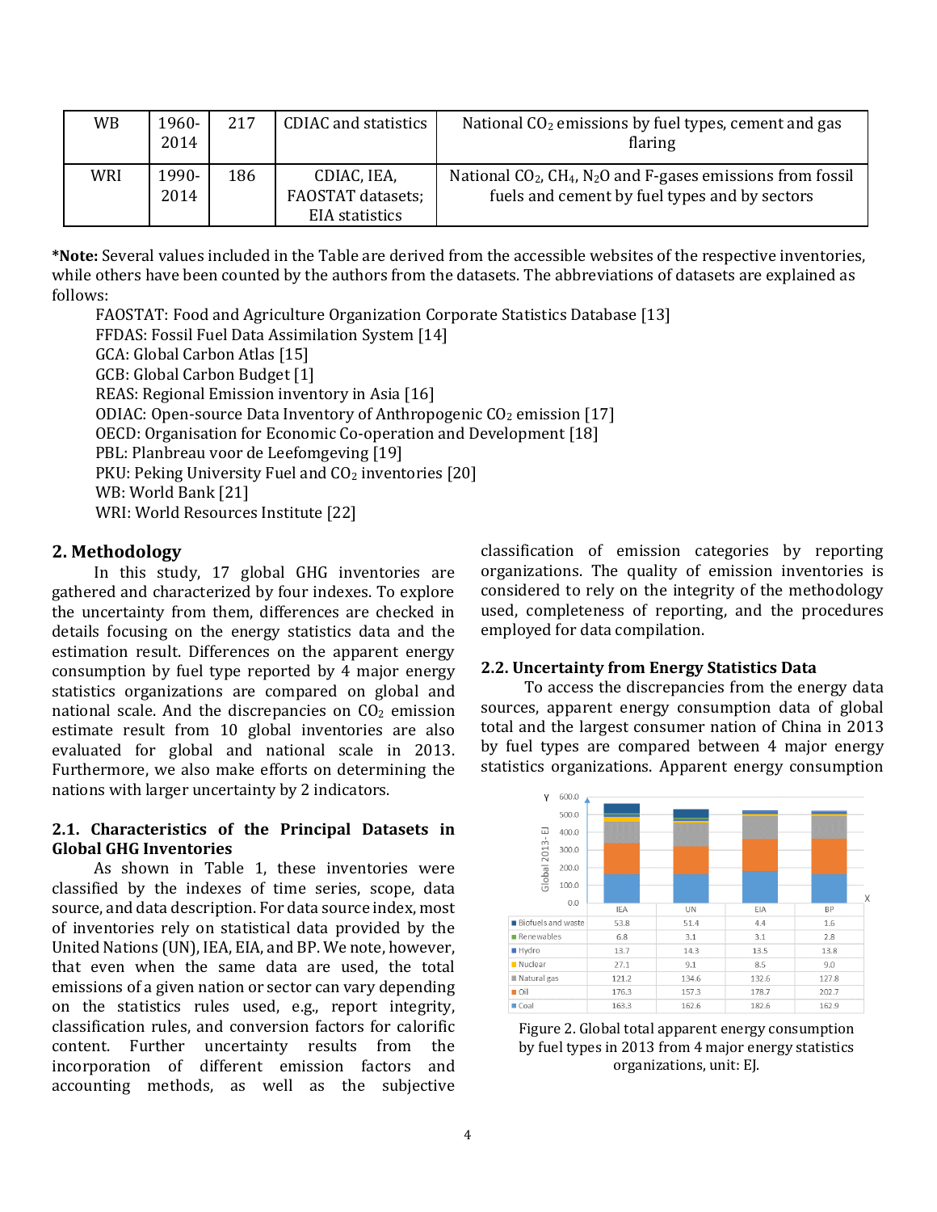| WB | 1960-2014 | 217 | CDIAC and statistics | National $CO_2$ emissions by fuel types, cement and gas flaring |
|---|---|---|---|---|
| WRI | 1990-2014 | 186 | CDIAC, IEA, FAOSTAT datasets; EIA statistics | National $CO_2$, $CH_4$, $N_2O$ and F-gases emissions from fossil fuels and cement by fuel types and by sectors |

***Note:** Several values included in the Table are derived from the accessible websites of the respective inventories, while others have been counted by the authors from the datasets. The abbreviations of datasets are explained as follows:

FAOSTAT: Food and Agriculture Organization Corporate Statistics Database [13]
FFDAS: Fossil Fuel Data Assimilation System [14]
GCA: Global Carbon Atlas [15]
GCB: Global Carbon Budget [1]
REAS: Regional Emission inventory in Asia [16]
ODIAC: Open-source Data Inventory of Anthropogenic $CO_2$ emission [17]
OECD: Organisation for Economic Co-operation and Development [18]
PBL: Planbreau voor de Leefomgeving [19]
PKU: Peking University Fuel and $CO_2$ inventories [20]
WB: World Bank [21]
WRI: World Resources Institute [22]

## 2. Methodology

In this study, 17 global GHG inventories are gathered and characterized by four indexes. To explore the uncertainty from them, differences are checked in details focusing on the energy statistics data and the estimation result. Differences on the apparent energy consumption by fuel type reported by 4 major energy statistics organizations are compared on global and national scale. And the discrepancies on $CO_2$ emission estimate result from 10 global inventories are also evaluated for global and national scale in 2013. Furthermore, we also make efforts on determining the nations with larger uncertainty by 2 indicators.

### 2.1. Characteristics of the Principal Datasets in Global GHG Inventories

As shown in Table 1, these inventories were classified by the indexes of time series, scope, data source, and data description. For data source index, most of inventories rely on statistical data provided by the United Nations (UN), IEA, EIA, and BP. We note, however, that even when the same data are used, the total emissions of a given nation or sector can vary depending on the statistics rules used, e.g., report integrity, classification rules, and conversion factors for calorific content. Further uncertainty results from the incorporation of different emission factors and accounting methods, as well as the subjective classification of emission categories by reporting organizations. The quality of emission inventories is considered to rely on the integrity of the methodology used, completeness of reporting, and the procedures employed for data compilation.

### 2.2. Uncertainty from Energy Statistics Data

To access the discrepancies from the energy data sources, apparent energy consumption data of global total and the largest consumer nation of China in 2013 by fuel types are compared between 4 major energy statistics organizations. Apparent energy consumption

| | IEA | UN | EIA | BP |
|---|---|---|---|---|
| Biofuels and waste | 53.8 | 51.4 | 4.4 | 1.6 |
| Renewables | 6.8 | 3.1 | 3.1 | 2.8 |
| Hydro | 13.7 | 14.3 | 13.5 | 13.8 |
| Nuclear | 27.1 | 9.1 | 8.5 | 9.0 |
| Natural gas | 121.2 | 134.6 | 132.6 | 127.8 |
| Oil | 176.3 | 157.3 | 178.7 | 202.7 |
| Coal | 163.3 | 162.6 | 182.6 | 162.9 |

Figure 2. Global total apparent energy consumption by fuel types in 2013 from 4 major energy statistics organizations, unit: EJ.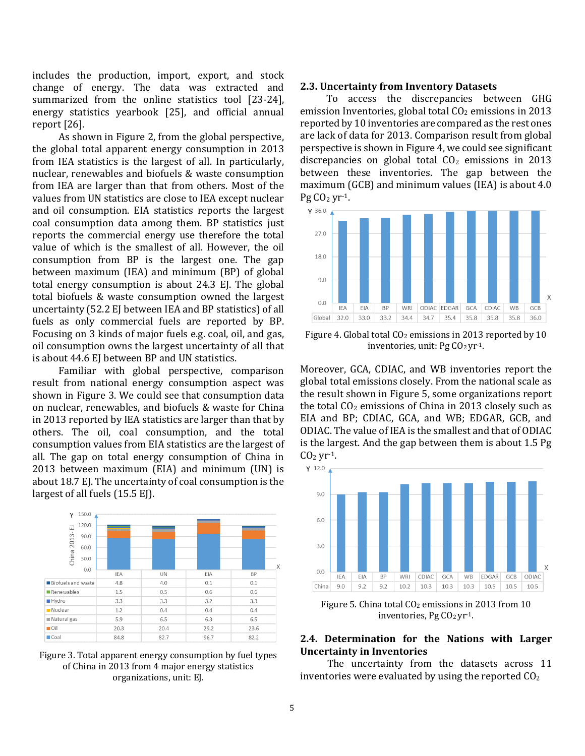includes the production, import, export, and stock change of energy. The data was extracted and summarized from the online statistics tool [23-24], energy statistics yearbook [25], and official annual report [26].

As shown in Figure 2, from the global perspective, the global total apparent energy consumption in 2013 from IEA statistics is the largest of all. In particularly, nuclear, renewables and biofuels & waste consumption from IEA are larger than that from others. Most of the values from UN statistics are close to IEA except nuclear and oil consumption. EIA statistics reports the largest coal consumption data among them. BP statistics just reports the commercial energy use therefore the total value of which is the smallest of all. However, the oil consumption from BP is the largest one. The gap between maximum (IEA) and minimum (BP) of global total energy consumption is about 24.3 EJ. The global total biofuels & waste consumption owned the largest uncertainty (52.2 EJ between IEA and BP statistics) of all fuels as only commercial fuels are reported by BP. Focusing on 3 kinds of major fuels e.g. coal, oil, and gas, oil consumption owns the largest uncertainty of all that is about 44.6 EJ between BP and UN statistics.

Familiar with global perspective, comparison result from national energy consumption aspect was shown in Figure 3. We could see that consumption data on nuclear, renewables, and biofuels & waste for China in 2013 reported by IEA statistics are larger than that by others. The oil, coal consumption, and the total consumption values from EIA statistics are the largest of all. The gap on total energy consumption of China in 2013 between maximum (EIA) and minimum (UN) is about 18.7 EJ. The uncertainty of coal consumption is the largest of all fuels (15.5 EJ).

| | IEA | UN | EIA | BP |
|---|---|---|---|---|
| Biofuels and waste | 4.8 | 4.0 | 0.1 | 0.1 |
| Renewables | 1.5 | 0.5 | 0.6 | 0.6 |
| Hydro | 3.3 | 3.3 | 3.2 | 3.3 |
| Nuclear | 1.2 | 0.4 | 0.4 | 0.4 |
| Natural gas | 5.9 | 6.5 | 6.3 | 6.5 |
| Oil | 20.3 | 20.4 | 29.2 | 23.6 |
| Coal | 84.8 | 82.7 | 96.7 | 82.2 |

Figure 3. Total apparent energy consumption by fuel types of China in 2013 from 4 major energy statistics organizations, unit: EJ.

## 2.3. Uncertainty from Inventory Datasets

To access the discrepancies between GHG emission Inventories, global total $CO_2$ emissions in 2013 reported by 10 inventories are compared as the rest ones are lack of data for 2013. Comparison result from global perspective is shown in Figure 4, we could see significant discrepancies on global total $CO_2$ emissions in 2013 between these inventories. The gap between the maximum (GCB) and minimum values (IEA) is about 4.0 Pg $CO_2$ $yr^{-1}$.

| | IEA | EIA | BP | WRI | ODIAC | EDGAR | GCA | CDIAC | WB | GCB |
|---|---|---|---|---|---|---|---|---|---|---|
| Global | 32.0 | 33.0 | 33.2 | 34.4 | 34.7 | 35.4 | 35.8 | 35.8 | 35.8 | 36.0 |

Figure 4. Global total $CO_2$ emissions in 2013 reported by 10 inventories, unit: Pg $CO_2$ $yr^{-1}$.

Moreover, GCA, CDIAC, and WB inventories report the global total emissions closely. From the national scale as the result shown in Figure 5, some organizations report the total $CO_2$ emissions of China in 2013 closely such as EIA and BP; CDIAC, GCA, and WB; EDGAR, GCB, and ODIAC. The value of IEA is the smallest and that of ODIAC is the largest. And the gap between them is about 1.5 Pg $CO_2$ $yr^{-1}$.

| | IEA | EIA | BP | WRI | CDIAC | GCA | WB | EDGAR | GCB | ODIAC |
|---|---|---|---|---|---|---|---|---|---|---|
| China | 9.0 | 9.2 | 9.2 | 10.2 | 10.3 | 10.3 | 10.3 | 10.5 | 10.5 | 10.5 |

Figure 5. China total $CO_2$ emissions in 2013 from 10 inventories, Pg $CO_2$ $yr^{-1}$.

## 2.4. Determination for the Nations with Larger Uncertainty in Inventories

The uncertainty from the datasets across 11 inventories were evaluated by using the reported $CO_2$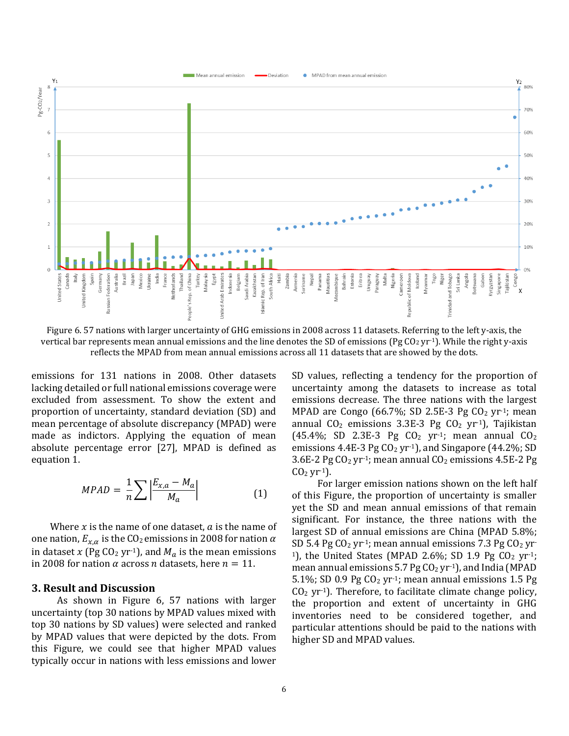Figure 6. 57 nations with larger uncertainty of GHG emissions in 2008 across 11 datasets. Referring to the left y-axis, the vertical bar represents mean annual emissions and the line denotes the SD of emissions (Pg $CO_2$ $yr^{-1}$). While the right y-axis reflects the MPAD from mean annual emissions across all 11 datasets that are showed by the dots.

emissions for 131 nations in 2008. Other datasets lacking detailed or full national emissions coverage were excluded from assessment. To show the extent and proportion of uncertainty, standard deviation (SD) and mean percentage of absolute discrepancy (MPAD) were made as indictors. Applying the equation of mean absolute percentage error [27], MPAD is defined as equation 1.

$$MPAD = \frac{1}{n}\sum\left|\frac{E_{x,a} - M_a}{M_a}\right| \qquad (1)$$

Where $x$ is the name of one dataset, $a$ is the name of one nation, $E_{x,a}$ is the $CO_2$ emissions in 2008 for nation $a$ in dataset $x$ (Pg $CO_2$ $yr^{-1}$), and $M_a$ is the mean emissions in 2008 for nation $a$ across $n$ datasets, here $n = 11$.

## 3. Result and Discussion

As shown in Figure 6, 57 nations with larger uncertainty (top 30 nations by MPAD values mixed with top 30 nations by SD values) were selected and ranked by MPAD values that were depicted by the dots. From this Figure, we could see that higher MPAD values typically occur in nations with less emissions and lower SD values, reflecting a tendency for the proportion of uncertainty among the datasets to increase as total emissions decrease. The three nations with the largest MPAD are Congo (66.7%; SD 2.5E-3 Pg $CO_2$ $yr^{-1}$; mean annual $CO_2$ emissions 3.3E-3 Pg $CO_2$ $yr^{-1}$), Tajikistan (45.4%; SD 2.3E-3 Pg $CO_2$ $yr^{-1}$; mean annual $CO_2$ emissions 4.4E-3 Pg $CO_2$ $yr^{-1}$), and Singapore (44.2%; SD 3.6E-2 Pg $CO_2$ $yr^{-1}$; mean annual $CO_2$ emissions 4.5E-2 Pg $CO_2$ $yr^{-1}$).

For larger emission nations shown on the left half of this Figure, the proportion of uncertainty is smaller yet the SD and mean annual emissions of that remain significant. For instance, the three nations with the largest SD of annual emissions are China (MPAD 5.8%; SD 5.4 Pg $CO_2$ $yr^{-1}$; mean annual emissions 7.3 Pg $CO_2$ $yr^{-1}$), the United States (MPAD 2.6%; SD 1.9 Pg $CO_2$ $yr^{-1}$; mean annual emissions 5.7 Pg $CO_2$ $yr^{-1}$), and India (MPAD 5.1%; SD 0.9 Pg $CO_2$ $yr^{-1}$; mean annual emissions 1.5 Pg $CO_2$ $yr^{-1}$). Therefore, to facilitate climate change policy, the proportion and extent of uncertainty in GHG inventories need to be considered together, and particular attentions should be paid to the nations with higher SD and MPAD values.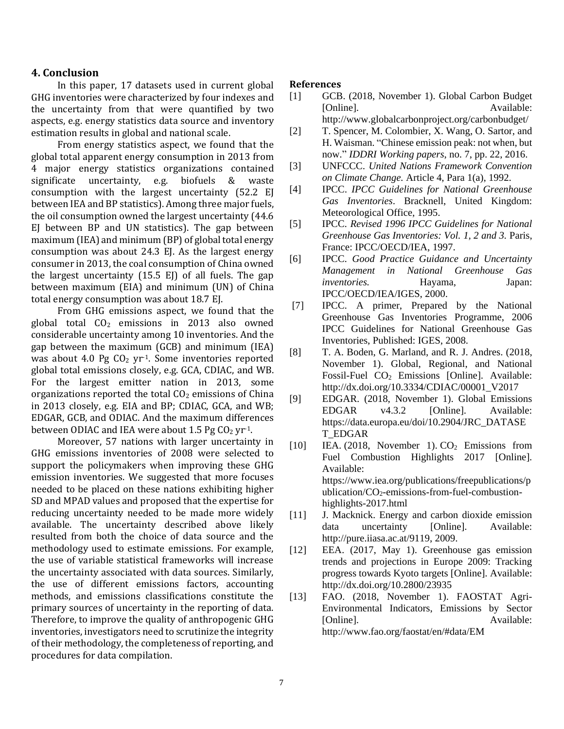## 4. Conclusion

In this paper, 17 datasets used in current global GHG inventories were characterized by four indexes and the uncertainty from that were quantified by two aspects, e.g. energy statistics data source and inventory estimation results in global and national scale.

From energy statistics aspect, we found that the global total apparent energy consumption in 2013 from 4 major energy statistics organizations contained significate uncertainty, e.g. biofuels & waste consumption with the largest uncertainty (52.2 EJ between IEA and BP statistics). Among three major fuels, the oil consumption owned the largest uncertainty (44.6 EJ between BP and UN statistics). The gap between maximum (IEA) and minimum (BP) of global total energy consumption was about 24.3 EJ. As the largest energy consumer in 2013, the coal consumption of China owned the largest uncertainty (15.5 EJ) of all fuels. The gap between maximum (EIA) and minimum (UN) of China total energy consumption was about 18.7 EJ.

From GHG emissions aspect, we found that the global total $CO_2$ emissions in 2013 also owned considerable uncertainty among 10 inventories. And the gap between the maximum (GCB) and minimum (IEA) was about 4.0 Pg $CO_2$ $yr^{-1}$. Some inventories reported global total emissions closely, e.g. GCA, CDIAC, and WB. For the largest emitter nation in 2013, some organizations reported the total $CO_2$ emissions of China in 2013 closely, e.g. EIA and BP; CDIAC, GCA, and WB; EDGAR, GCB, and ODIAC. And the maximum differences between ODIAC and IEA were about 1.5 Pg $CO_2$ $yr^{-1}$.

Moreover, 57 nations with larger uncertainty in GHG emissions inventories of 2008 were selected to support the policymakers when improving these GHG emission inventories. We suggested that more focuses needed to be placed on these nations exhibiting higher SD and MPAD values and proposed that the expertise for reducing uncertainty needed to be made more widely available. The uncertainty described above likely resulted from both the choice of data source and the methodology used to estimate emissions. For example, the use of variable statistical frameworks will increase the uncertainty associated with data sources. Similarly, the use of different emissions factors, accounting methods, and emissions classifications constitute the primary sources of uncertainty in the reporting of data. Therefore, to improve the quality of anthropogenic GHG inventories, investigators need to scrutinize the integrity of their methodology, the completeness of reporting, and procedures for data compilation.

## References

[1] GCB. (2018, November 1). Global Carbon Budget [Online]. Available: http://www.globalcarbonproject.org/carbonbudget/

[2] T. Spencer, M. Colombier, X. Wang, O. Sartor, and H. Waisman. "Chinese emission peak: not when, but now." *IDDRI Working papers*, no. 7, pp. 22, 2016.

[3] UNFCCC. *United Nations Framework Convention on Climate Change.* Article 4, Para 1(a), 1992.

[4] IPCC. *IPCC Guidelines for National Greenhouse Gas Inventories*. Bracknell, United Kingdom: Meteorological Office, 1995.

[5] IPCC. *Revised 1996 IPCC Guidelines for National Greenhouse Gas Inventories: Vol. 1, 2 and 3*. Paris, France: IPCC/OECD/IEA, 1997.

[6] IPCC. *Good Practice Guidance and Uncertainty Management in National Greenhouse Gas inventories.* Hayama, Japan: IPCC/OECD/IEA/IGES, 2000.

[7] IPCC. A primer, Prepared by the National Greenhouse Gas Inventories Programme, 2006 IPCC Guidelines for National Greenhouse Gas Inventories, Published: IGES, 2008.

[8] T. A. Boden, G. Marland, and R. J. Andres. (2018, November 1). Global, Regional, and National Fossil-Fuel $CO_2$ Emissions [Online]. Available: http://dx.doi.org/10.3334/CDIAC/00001_V2017

[9] EDGAR. (2018, November 1). Global Emissions EDGAR v4.3.2 [Online]. Available: https://data.europa.eu/doi/10.2904/JRC_DATASET_EDGAR

[10] IEA. (2018, November 1). $CO_2$ Emissions from Fuel Combustion Highlights 2017 [Online]. Available: https://www.iea.org/publications/freepublications/publication/CO2-emissions-from-fuel-combustion-highlights-2017.html

[11] J. Macknick. Energy and carbon dioxide emission data uncertainty [Online]. Available: http://pure.iiasa.ac.at/9119, 2009.

[12] EEA. (2017, May 1). Greenhouse gas emission trends and projections in Europe 2009: Tracking progress towards Kyoto targets [Online]. Available: http://dx.doi.org/10.2800/23935

[13] FAO. (2018, November 1). FAOSTAT Agri-Environmental Indicators, Emissions by Sector [Online]. Available: http://www.fao.org/faostat/en/#data/EM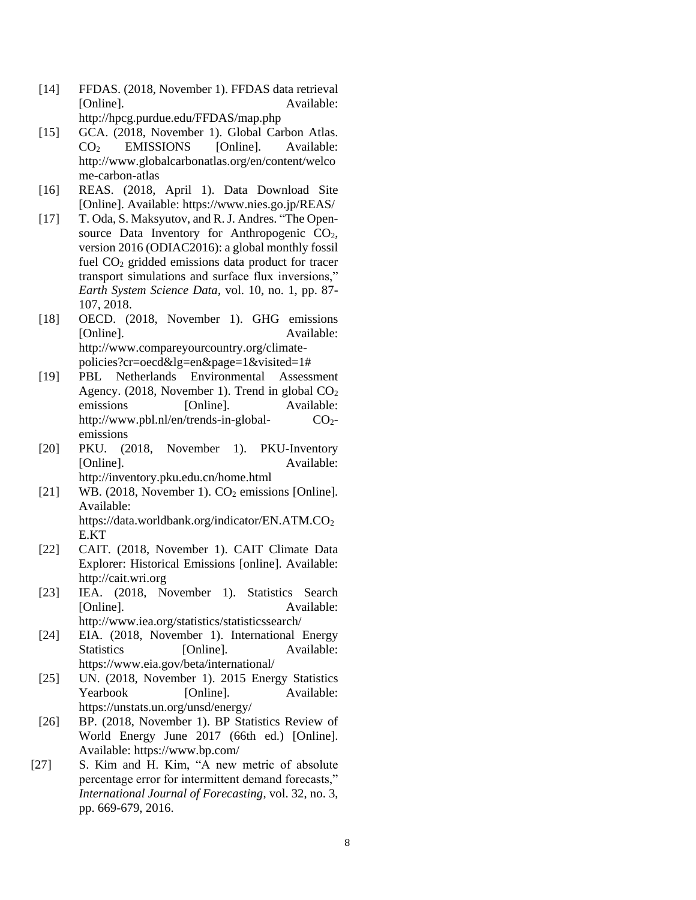[14] FFDAS. (2018, November 1). FFDAS data retrieval [Online]. Available: http://hpcg.purdue.edu/FFDAS/map.php

[15] GCA. (2018, November 1). Global Carbon Atlas. $CO_2$ EMISSIONS [Online]. Available: http://www.globalcarbonatlas.org/en/content/welcome-carbon-atlas

[16] REAS. (2018, April 1). Data Download Site [Online]. Available: https://www.nies.go.jp/REAS/

[17] T. Oda, S. Maksyutov, and R. J. Andres. "The Open-source Data Inventory for Anthropogenic $CO_2$, version 2016 (ODIAC2016): a global monthly fossil fuel $CO_2$ gridded emissions data product for tracer transport simulations and surface flux inversions," *Earth System Science Data*, vol. 10, no. 1, pp. 87-107, 2018.

[18] OECD. (2018, November 1). GHG emissions [Online]. Available: http://www.compareyourcountry.org/climate-policies?cr=oecd&lg=en&page=1&visited=1#

[19] PBL Netherlands Environmental Assessment Agency. (2018, November 1). Trend in global $CO_2$ emissions [Online]. Available: http://www.pbl.nl/en/trends-in-global- $CO_2$-emissions

[20] PKU. (2018, November 1). PKU-Inventory [Online]. Available: http://inventory.pku.edu.cn/home.html

[21] WB. (2018, November 1). $CO_2$ emissions [Online]. Available: https://data.worldbank.org/indicator/EN.ATM.$CO_2$E.KT

[22] CAIT. (2018, November 1). CAIT Climate Data Explorer: Historical Emissions [online]. Available: http://cait.wri.org

[23] IEA. (2018, November 1). Statistics Search [Online]. Available: http://www.iea.org/statistics/statisticssearch/

[24] EIA. (2018, November 1). International Energy Statistics [Online]. Available: https://www.eia.gov/beta/international/

[25] UN. (2018, November 1). 2015 Energy Statistics Yearbook [Online]. Available: https://unstats.un.org/unsd/energy/

[26] BP. (2018, November 1). BP Statistics Review of World Energy June 2017 (66th ed.) [Online]. Available: https://www.bp.com/

[27] S. Kim and H. Kim, "A new metric of absolute percentage error for intermittent demand forecasts," *International Journal of Forecasting*, vol. 32, no. 3, pp. 669-679, 2016.